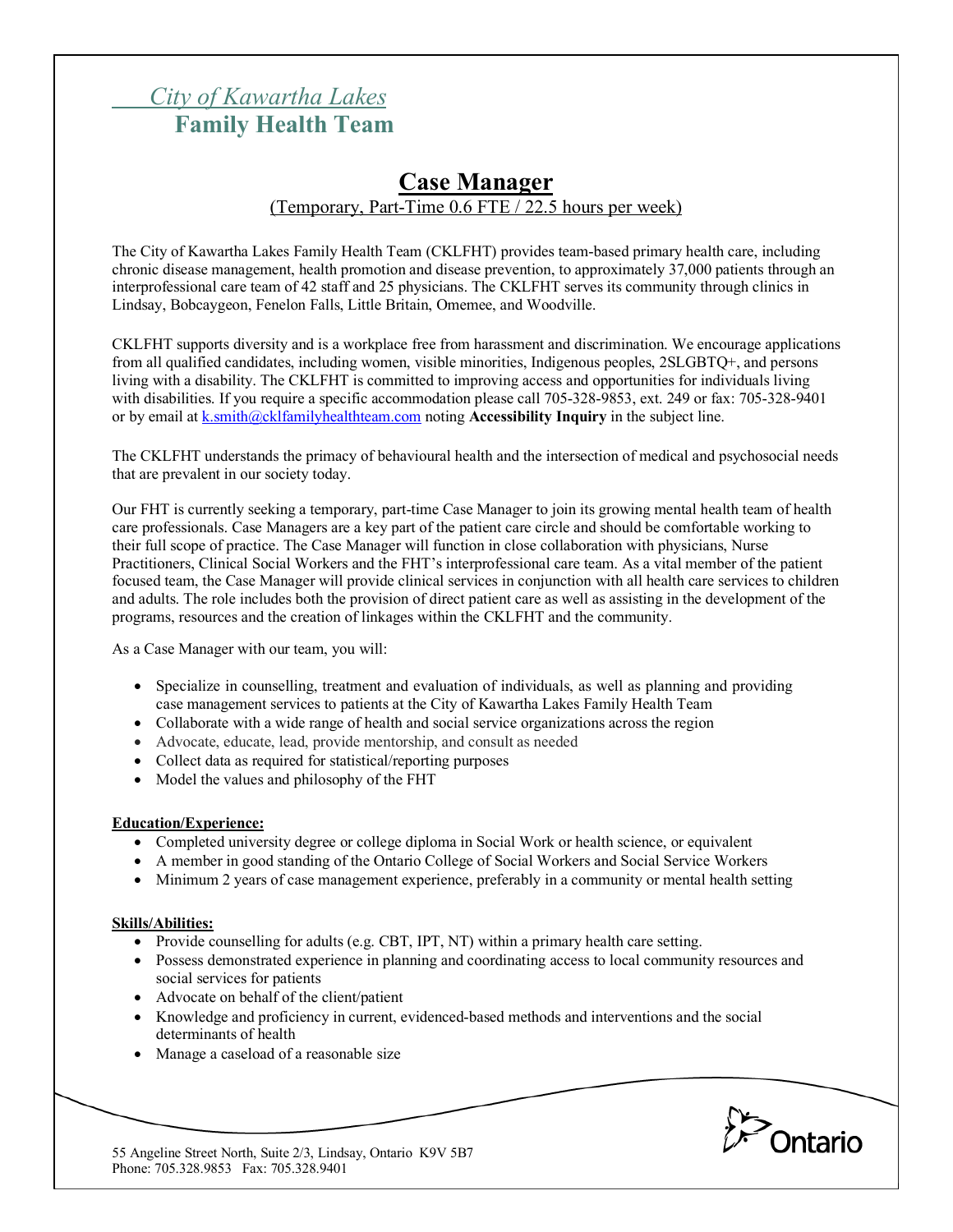*City of Kawartha Lakes*
**Family Health Team**

# Case Manager

(Temporary, Part-Time 0.6 FTE / 22.5 hours per week)

The City of Kawartha Lakes Family Health Team (CKLFHT) provides team-based primary health care, including chronic disease management, health promotion and disease prevention, to approximately 37,000 patients through an interprofessional care team of 42 staff and 25 physicians. The CKLFHT serves its community through clinics in Lindsay, Bobcaygeon, Fenelon Falls, Little Britain, Omemee, and Woodville.

CKLFHT supports diversity and is a workplace free from harassment and discrimination. We encourage applications from all qualified candidates, including women, visible minorities, Indigenous peoples, 2SLGBTQ+, and persons living with a disability. The CKLFHT is committed to improving access and opportunities for individuals living with disabilities. If you require a specific accommodation please call 705-328-9853, ext. 249 or fax: 705-328-9401 or by email at k.smith@cklfamilyhealthteam.com noting **Accessibility Inquiry** in the subject line.

The CKLFHT understands the primacy of behavioural health and the intersection of medical and psychosocial needs that are prevalent in our society today.

Our FHT is currently seeking a temporary, part-time Case Manager to join its growing mental health team of health care professionals. Case Managers are a key part of the patient care circle and should be comfortable working to their full scope of practice. The Case Manager will function in close collaboration with physicians, Nurse Practitioners, Clinical Social Workers and the FHT's interprofessional care team. As a vital member of the patient focused team, the Case Manager will provide clinical services in conjunction with all health care services to children and adults. The role includes both the provision of direct patient care as well as assisting in the development of the programs, resources and the creation of linkages within the CKLFHT and the community.

As a Case Manager with our team, you will:

- Specialize in counselling, treatment and evaluation of individuals, as well as planning and providing case management services to patients at the City of Kawartha Lakes Family Health Team
- Collaborate with a wide range of health and social service organizations across the region
- Advocate, educate, lead, provide mentorship, and consult as needed
- Collect data as required for statistical/reporting purposes
- Model the values and philosophy of the FHT

**Education/Experience:**

- Completed university degree or college diploma in Social Work or health science, or equivalent
- A member in good standing of the Ontario College of Social Workers and Social Service Workers
- Minimum 2 years of case management experience, preferably in a community or mental health setting

**Skills/Abilities:**

- Provide counselling for adults (e.g. CBT, IPT, NT) within a primary health care setting.
- Possess demonstrated experience in planning and coordinating access to local community resources and social services for patients
- Advocate on behalf of the client/patient
- Knowledge and proficiency in current, evidenced-based methods and interventions and the social determinants of health
- Manage a caseload of a reasonable size

55 Angeline Street North, Suite 2/3, Lindsay, Ontario K9V 5B7
Phone: 705.328.9853 Fax: 705.328.9401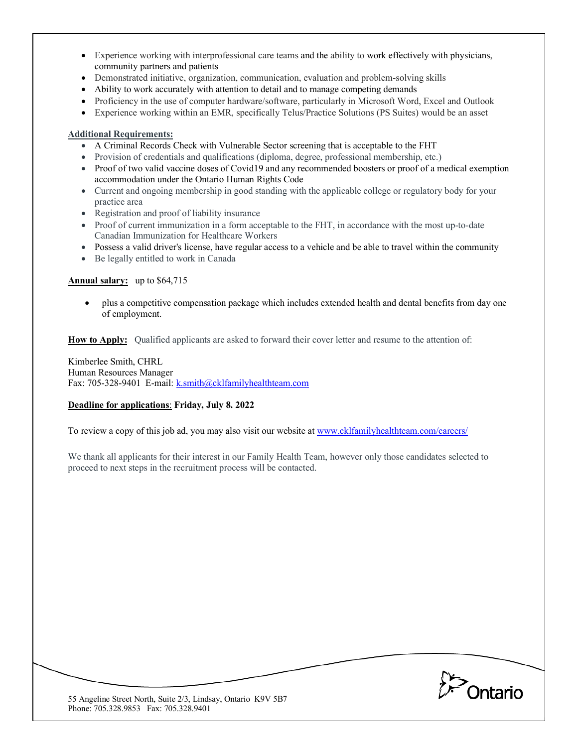- Experience working with interprofessional care teams and the ability to work effectively with physicians, community partners and patients
- Demonstrated initiative, organization, communication, evaluation and problem-solving skills
- Ability to work accurately with attention to detail and to manage competing demands
- Proficiency in the use of computer hardware/software, particularly in Microsoft Word, Excel and Outlook
- Experience working within an EMR, specifically Telus/Practice Solutions (PS Suites) would be an asset

**Additional Requirements:**

- A Criminal Records Check with Vulnerable Sector screening that is acceptable to the FHT
- Provision of credentials and qualifications (diploma, degree, professional membership, etc.)
- Proof of two valid vaccine doses of Covid19 and any recommended boosters or proof of a medical exemption accommodation under the Ontario Human Rights Code
- Current and ongoing membership in good standing with the applicable college or regulatory body for your practice area
- Registration and proof of liability insurance
- Proof of current immunization in a form acceptable to the FHT, in accordance with the most up-to-date Canadian Immunization for Healthcare Workers
- Possess a valid driver's license, have regular access to a vehicle and be able to travel within the community
- Be legally entitled to work in Canada

**Annual salary:** up to $64,715

- plus a competitive compensation package which includes extended health and dental benefits from day one of employment.

**How to Apply:** Qualified applicants are asked to forward their cover letter and resume to the attention of:

Kimberlee Smith, CHRL
Human Resources Manager
Fax: 705-328-9401 E-mail: k.smith@cklfamilyhealthteam.com

**Deadline for applications: Friday, July 8. 2022**

To review a copy of this job ad, you may also visit our website at www.cklfamilyhealthteam.com/careers/

We thank all applicants for their interest in our Family Health Team, however only those candidates selected to proceed to next steps in the recruitment process will be contacted.

55 Angeline Street North, Suite 2/3, Lindsay, Ontario K9V 5B7
Phone: 705.328.9853 Fax: 705.328.9401

Ontario